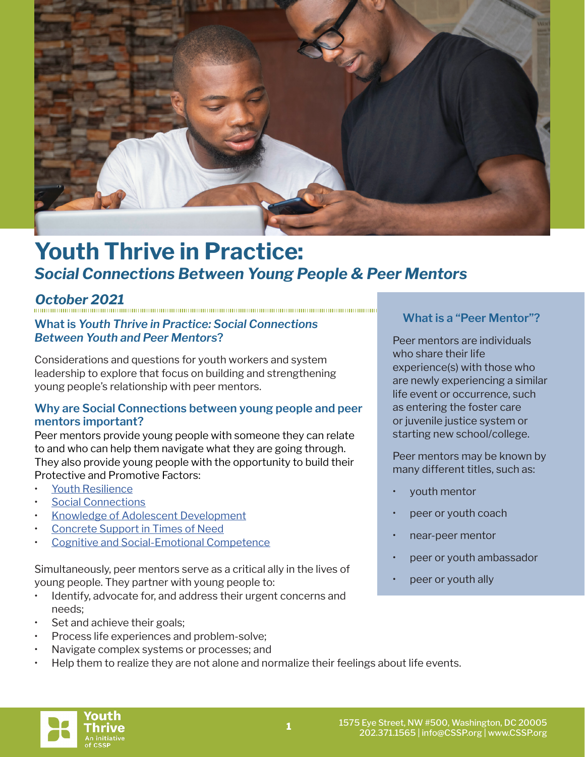# Youth Thrive in Practice:

## *Social Connections Between Young People & Peer Mentors*

### *October 2021*

### What is *Youth Thrive in Practice: Social Connections Between Youth and Peer Mentors*?

Considerations and questions for youth workers and system leadership to explore that focus on building and strengthening young people's relationship with peer mentors.

### Why are Social Connections between young people and peer mentors important?

Peer mentors provide young people with someone they can relate to and who can help them navigate what they are going through. They also provide young people with the opportunity to build their Protective and Promotive Factors:

- Youth Resilience
- Social Connections
- Knowledge of Adolescent Development
- Concrete Support in Times of Need
- Cognitive and Social-Emotional Competence

Simultaneously, peer mentors serve as a critical ally in the lives of young people. They partner with young people to:

- Identify, advocate for, and address their urgent concerns and needs;
- Set and achieve their goals;
- Process life experiences and problem-solve;
- Navigate complex systems or processes; and
- Help them to realize they are not alone and normalize their feelings about life events.

### What is a "Peer Mentor"?

Peer mentors are individuals who share their life experience(s) with those who are newly experiencing a similar life event or occurrence, such as entering the foster care or juvenile justice system or starting new school/college.

Peer mentors may be known by many different titles, such as:

- youth mentor
- peer or youth coach
- near-peer mentor
- peer or youth ambassador
- peer or youth ally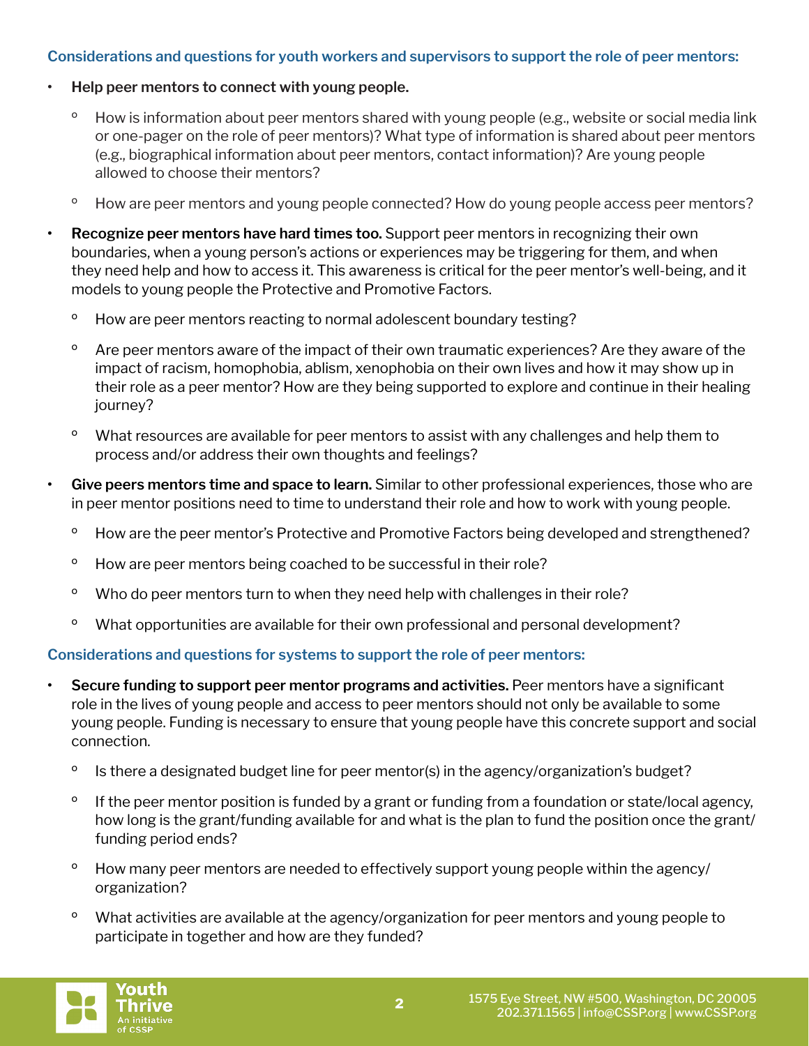### Considerations and questions for youth workers and supervisors to support the role of peer mentors:

- **Help peer mentors to connect with young people.**
  - How is information about peer mentors shared with young people (e.g., website or social media link or one-pager on the role of peer mentors)? What type of information is shared about peer mentors (e.g., biographical information about peer mentors, contact information)? Are young people allowed to choose their mentors?
  - How are peer mentors and young people connected? How do young people access peer mentors?
- **Recognize peer mentors have hard times too.** Support peer mentors in recognizing their own boundaries, when a young person's actions or experiences may be triggering for them, and when they need help and how to access it. This awareness is critical for the peer mentor's well-being, and it models to young people the Protective and Promotive Factors.
  - How are peer mentors reacting to normal adolescent boundary testing?
  - Are peer mentors aware of the impact of their own traumatic experiences? Are they aware of the impact of racism, homophobia, ablism, xenophobia on their own lives and how it may show up in their role as a peer mentor? How are they being supported to explore and continue in their healing journey?
  - What resources are available for peer mentors to assist with any challenges and help them to process and/or address their own thoughts and feelings?
- **Give peers mentors time and space to learn.** Similar to other professional experiences, those who are in peer mentor positions need to time to understand their role and how to work with young people.
  - How are the peer mentor's Protective and Promotive Factors being developed and strengthened?
  - How are peer mentors being coached to be successful in their role?
  - Who do peer mentors turn to when they need help with challenges in their role?
  - What opportunities are available for their own professional and personal development?

### Considerations and questions for systems to support the role of peer mentors:

- **Secure funding to support peer mentor programs and activities.** Peer mentors have a significant role in the lives of young people and access to peer mentors should not only be available to some young people. Funding is necessary to ensure that young people have this concrete support and social connection.
  - Is there a designated budget line for peer mentor(s) in the agency/organization's budget?
  - If the peer mentor position is funded by a grant or funding from a foundation or state/local agency, how long is the grant/funding available for and what is the plan to fund the position once the grant/funding period ends?
  - How many peer mentors are needed to effectively support young people within the agency/organization?
  - What activities are available at the agency/organization for peer mentors and young people to participate in together and how are they funded?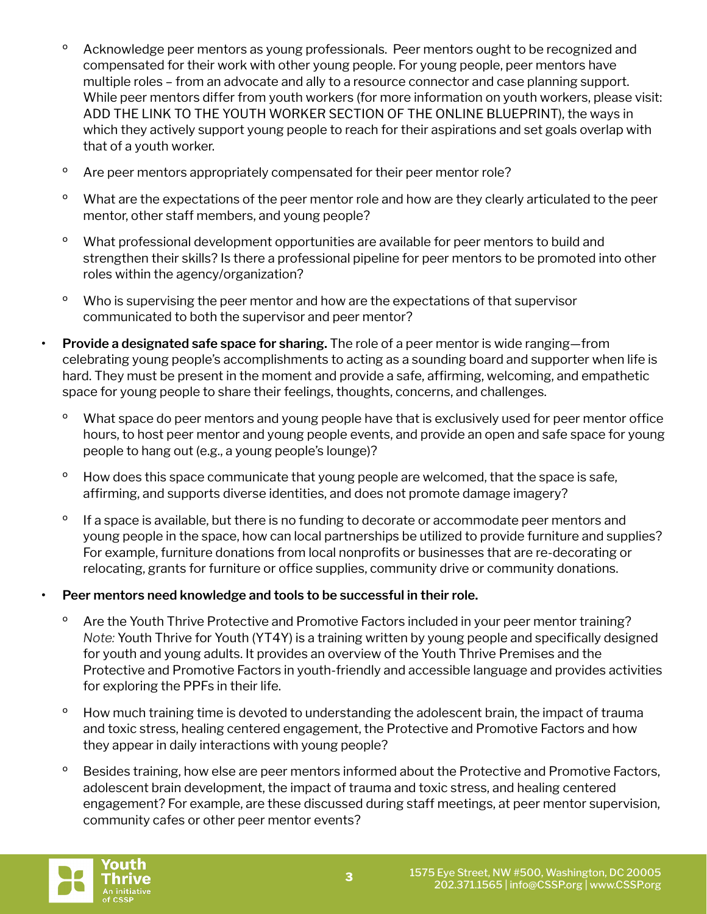- Acknowledge peer mentors as young professionals. Peer mentors ought to be recognized and compensated for their work with other young people. For young people, peer mentors have multiple roles – from an advocate and ally to a resource connector and case planning support. While peer mentors differ from youth workers (for more information on youth workers, please visit: ADD THE LINK TO THE YOUTH WORKER SECTION OF THE ONLINE BLUEPRINT), the ways in which they actively support young people to reach for their aspirations and set goals overlap with that of a youth worker.
  - Are peer mentors appropriately compensated for their peer mentor role?
  - What are the expectations of the peer mentor role and how are they clearly articulated to the peer mentor, other staff members, and young people?
  - What professional development opportunities are available for peer mentors to build and strengthen their skills? Is there a professional pipeline for peer mentors to be promoted into other roles within the agency/organization?
  - Who is supervising the peer mentor and how are the expectations of that supervisor communicated to both the supervisor and peer mentor?
- **Provide a designated safe space for sharing.** The role of a peer mentor is wide ranging—from celebrating young people's accomplishments to acting as a sounding board and supporter when life is hard. They must be present in the moment and provide a safe, affirming, welcoming, and empathetic space for young people to share their feelings, thoughts, concerns, and challenges.
  - What space do peer mentors and young people have that is exclusively used for peer mentor office hours, to host peer mentor and young people events, and provide an open and safe space for young people to hang out (e.g., a young people's lounge)?
  - How does this space communicate that young people are welcomed, that the space is safe, affirming, and supports diverse identities, and does not promote damage imagery?
  - If a space is available, but there is no funding to decorate or accommodate peer mentors and young people in the space, how can local partnerships be utilized to provide furniture and supplies? For example, furniture donations from local nonprofits or businesses that are re-decorating or relocating, grants for furniture or office supplies, community drive or community donations.
- **Peer mentors need knowledge and tools to be successful in their role.**
  - Are the Youth Thrive Protective and Promotive Factors included in your peer mentor training? *Note:* Youth Thrive for Youth (YT4Y) is a training written by young people and specifically designed for youth and young adults. It provides an overview of the Youth Thrive Premises and the Protective and Promotive Factors in youth-friendly and accessible language and provides activities for exploring the PPFs in their life.
  - How much training time is devoted to understanding the adolescent brain, the impact of trauma and toxic stress, healing centered engagement, the Protective and Promotive Factors and how they appear in daily interactions with young people?
  - Besides training, how else are peer mentors informed about the Protective and Promotive Factors, adolescent brain development, the impact of trauma and toxic stress, and healing centered engagement? For example, are these discussed during staff meetings, at peer mentor supervision, community cafes or other peer mentor events?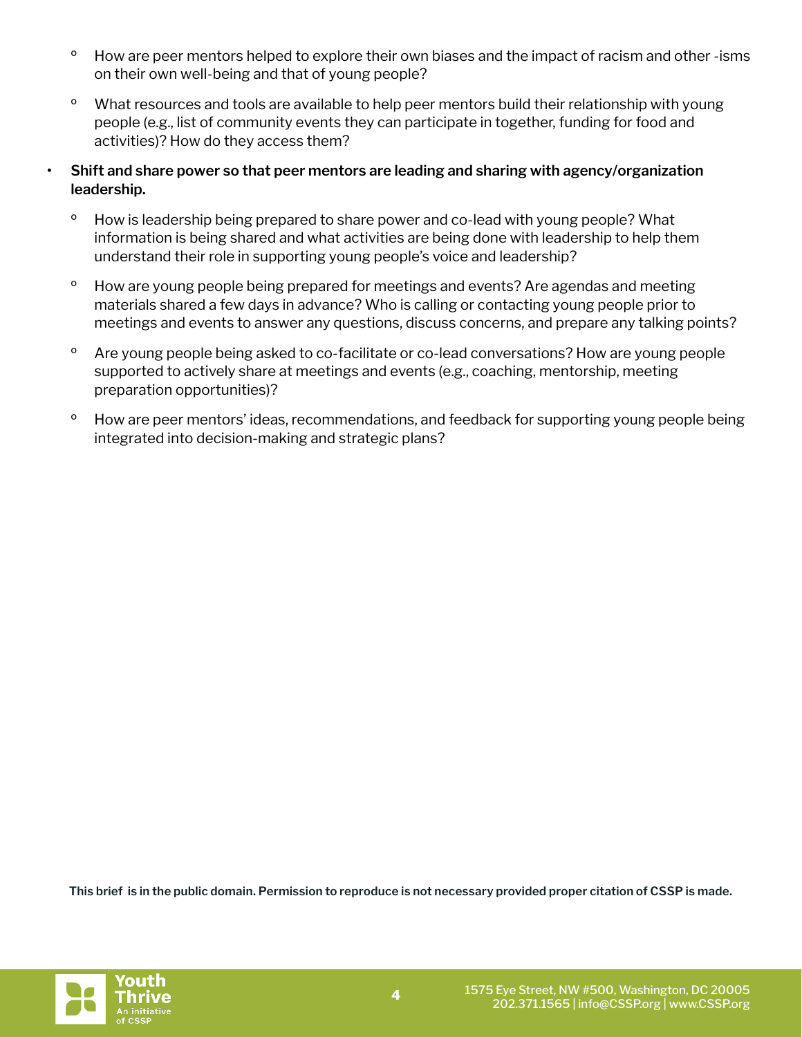- How are peer mentors helped to explore their own biases and the impact of racism and other -isms on their own well-being and that of young people?
    - What resources and tools are available to help peer mentors build their relationship with young people (e.g., list of community events they can participate in together, funding for food and activities)? How do they access them?

- **Shift and share power so that peer mentors are leading and sharing with agency/organization leadership.**
    - How is leadership being prepared to share power and co-lead with young people? What information is being shared and what activities are being done with leadership to help them understand their role in supporting young people's voice and leadership?
    - How are young people being prepared for meetings and events? Are agendas and meeting materials shared a few days in advance? Who is calling or contacting young people prior to meetings and events to answer any questions, discuss concerns, and prepare any talking points?
    - Are young people being asked to co-facilitate or co-lead conversations? How are young people supported to actively share at meetings and events (e.g., coaching, mentorship, meeting preparation opportunities)?
    - How are peer mentors' ideas, recommendations, and feedback for supporting young people being integrated into decision-making and strategic plans?

**This brief is in the public domain. Permission to reproduce is not necessary provided proper citation of CSSP is made.**

Youth Thrive
An initiative of CSSP

1575 Eye Street, NW #500, Washington, DC 20005
202.371.1565 | info@CSSP.org | www.CSSP.org